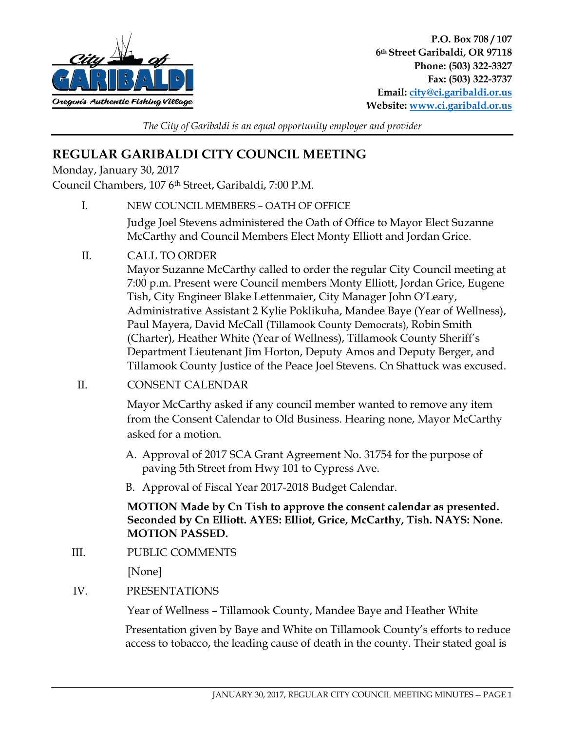P.O. Box 708 / 107
6th Street Garibaldi, OR 97118
Phone: (503) 322-3327
Fax: (503) 322-3737
Email: city@ci.garibaldi.or.us
Website: www.ci.garibald.or.us

*The City of Garibaldi is an equal opportunity employer and provider*

# REGULAR GARIBALDI CITY COUNCIL MEETING

Monday, January 30, 2017
Council Chambers, 107 6th Street, Garibaldi, 7:00 P.M.

I. NEW COUNCIL MEMBERS – OATH OF OFFICE

Judge Joel Stevens administered the Oath of Office to Mayor Elect Suzanne McCarthy and Council Members Elect Monty Elliott and Jordan Grice.

II. CALL TO ORDER

Mayor Suzanne McCarthy called to order the regular City Council meeting at 7:00 p.m. Present were Council members Monty Elliott, Jordan Grice, Eugene Tish, City Engineer Blake Lettenmaier, City Manager John O'Leary, Administrative Assistant 2 Kylie Poklikuha, Mandee Baye (Year of Wellness), Paul Mayera, David McCall (Tillamook County Democrats), Robin Smith (Charter), Heather White (Year of Wellness), Tillamook County Sheriff's Department Lieutenant Jim Horton, Deputy Amos and Deputy Berger, and Tillamook County Justice of the Peace Joel Stevens. Cn Shattuck was excused.

II. CONSENT CALENDAR

Mayor McCarthy asked if any council member wanted to remove any item from the Consent Calendar to Old Business. Hearing none, Mayor McCarthy asked for a motion.

A. Approval of 2017 SCA Grant Agreement No. 31754 for the purpose of paving 5th Street from Hwy 101 to Cypress Ave.
B. Approval of Fiscal Year 2017-2018 Budget Calendar.

**MOTION Made by Cn Tish to approve the consent calendar as presented. Seconded by Cn Elliott. AYES: Elliot, Grice, McCarthy, Tish. NAYS: None. MOTION PASSED.**

III. PUBLIC COMMENTS

[None]

IV. PRESENTATIONS

Year of Wellness – Tillamook County, Mandee Baye and Heather White

Presentation given by Baye and White on Tillamook County's efforts to reduce access to tobacco, the leading cause of death in the county. Their stated goal is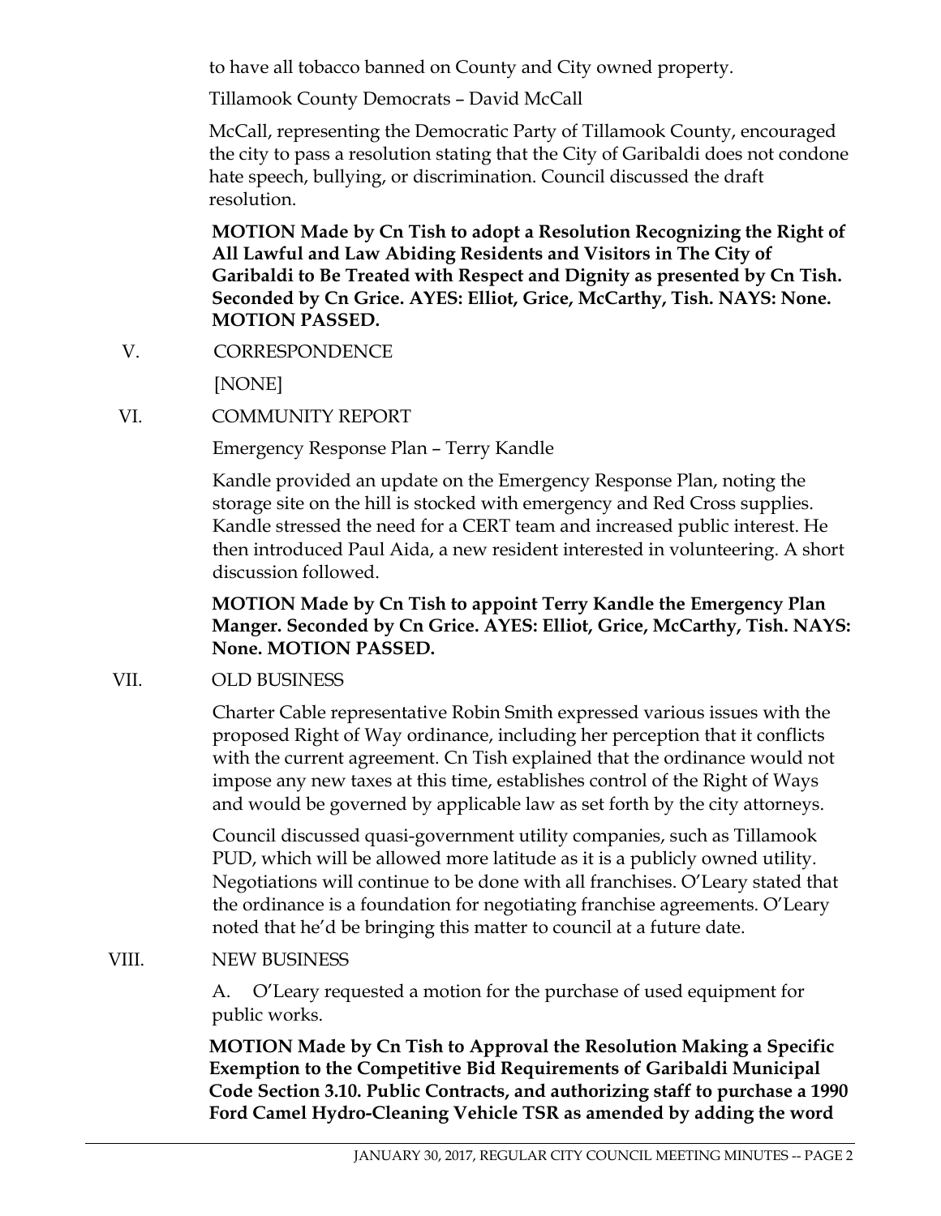to have all tobacco banned on County and City owned property.

Tillamook County Democrats – David McCall

McCall, representing the Democratic Party of Tillamook County, encouraged the city to pass a resolution stating that the City of Garibaldi does not condone hate speech, bullying, or discrimination. Council discussed the draft resolution.

**MOTION Made by Cn Tish to adopt a Resolution Recognizing the Right of All Lawful and Law Abiding Residents and Visitors in The City of Garibaldi to Be Treated with Respect and Dignity as presented by Cn Tish. Seconded by Cn Grice. AYES: Elliot, Grice, McCarthy, Tish. NAYS: None. MOTION PASSED.**

V. CORRESPONDENCE

[NONE]

VI. COMMUNITY REPORT

Emergency Response Plan – Terry Kandle

Kandle provided an update on the Emergency Response Plan, noting the storage site on the hill is stocked with emergency and Red Cross supplies. Kandle stressed the need for a CERT team and increased public interest. He then introduced Paul Aida, a new resident interested in volunteering. A short discussion followed.

**MOTION Made by Cn Tish to appoint Terry Kandle the Emergency Plan Manger. Seconded by Cn Grice. AYES: Elliot, Grice, McCarthy, Tish. NAYS: None. MOTION PASSED.**

VII. OLD BUSINESS

Charter Cable representative Robin Smith expressed various issues with the proposed Right of Way ordinance, including her perception that it conflicts with the current agreement. Cn Tish explained that the ordinance would not impose any new taxes at this time, establishes control of the Right of Ways and would be governed by applicable law as set forth by the city attorneys.

Council discussed quasi-government utility companies, such as Tillamook PUD, which will be allowed more latitude as it is a publicly owned utility. Negotiations will continue to be done with all franchises. O'Leary stated that the ordinance is a foundation for negotiating franchise agreements. O'Leary noted that he'd be bringing this matter to council at a future date.

VIII. NEW BUSINESS

A. O'Leary requested a motion for the purchase of used equipment for public works.

**MOTION Made by Cn Tish to Approval the Resolution Making a Specific Exemption to the Competitive Bid Requirements of Garibaldi Municipal Code Section 3.10. Public Contracts, and authorizing staff to purchase a 1990 Ford Camel Hydro-Cleaning Vehicle TSR as amended by adding the word**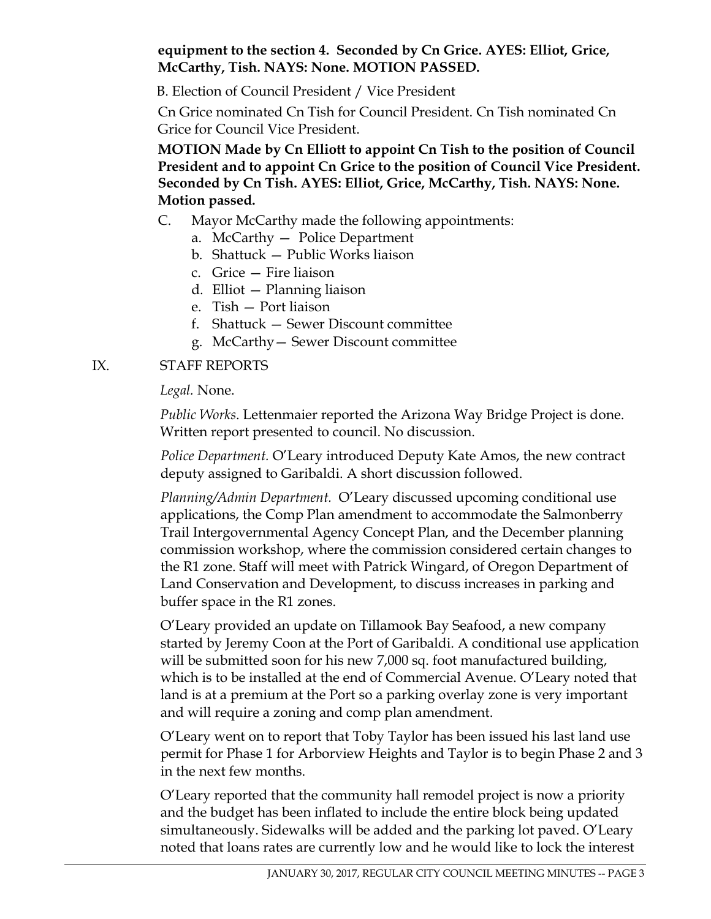**equipment to the section 4. Seconded by Cn Grice. AYES: Elliot, Grice, McCarthy, Tish. NAYS: None. MOTION PASSED.**

B. Election of Council President / Vice President

Cn Grice nominated Cn Tish for Council President. Cn Tish nominated Cn Grice for Council Vice President.

**MOTION Made by Cn Elliott to appoint Cn Tish to the position of Council President and to appoint Cn Grice to the position of Council Vice President. Seconded by Cn Tish. AYES: Elliot, Grice, McCarthy, Tish. NAYS: None. Motion passed.**

C. Mayor McCarthy made the following appointments:

a. McCarthy — Police Department
b. Shattuck — Public Works liaison
c. Grice — Fire liaison
d. Elliot — Planning liaison
e. Tish — Port liaison
f. Shattuck — Sewer Discount committee
g. McCarthy— Sewer Discount committee

IX. STAFF REPORTS

*Legal.* None.

*Public Works*. Lettenmaier reported the Arizona Way Bridge Project is done. Written report presented to council. No discussion.

*Police Department.* O'Leary introduced Deputy Kate Amos, the new contract deputy assigned to Garibaldi. A short discussion followed.

*Planning/Admin Department.* O'Leary discussed upcoming conditional use applications, the Comp Plan amendment to accommodate the Salmonberry Trail Intergovernmental Agency Concept Plan, and the December planning commission workshop, where the commission considered certain changes to the R1 zone. Staff will meet with Patrick Wingard, of Oregon Department of Land Conservation and Development, to discuss increases in parking and buffer space in the R1 zones.

O'Leary provided an update on Tillamook Bay Seafood, a new company started by Jeremy Coon at the Port of Garibaldi. A conditional use application will be submitted soon for his new 7,000 sq. foot manufactured building, which is to be installed at the end of Commercial Avenue. O'Leary noted that land is at a premium at the Port so a parking overlay zone is very important and will require a zoning and comp plan amendment.

O'Leary went on to report that Toby Taylor has been issued his last land use permit for Phase 1 for Arborview Heights and Taylor is to begin Phase 2 and 3 in the next few months.

O'Leary reported that the community hall remodel project is now a priority and the budget has been inflated to include the entire block being updated simultaneously. Sidewalks will be added and the parking lot paved. O'Leary noted that loans rates are currently low and he would like to lock the interest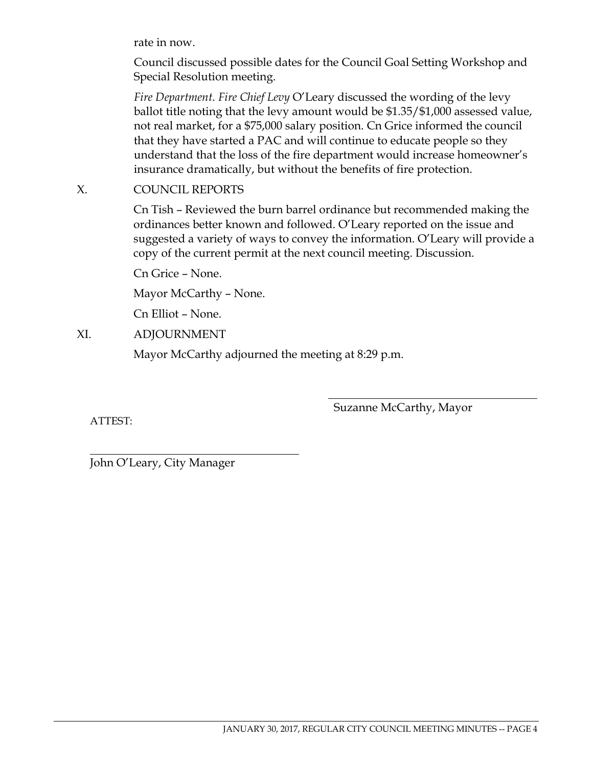rate in now.

Council discussed possible dates for the Council Goal Setting Workshop and Special Resolution meeting.

*Fire Department. Fire Chief Levy* O'Leary discussed the wording of the levy ballot title noting that the levy amount would be $1.35/$1,000 assessed value, not real market, for a $75,000 salary position. Cn Grice informed the council that they have started a PAC and will continue to educate people so they understand that the loss of the fire department would increase homeowner's insurance dramatically, but without the benefits of fire protection.

X. COUNCIL REPORTS

Cn Tish – Reviewed the burn barrel ordinance but recommended making the ordinances better known and followed. O'Leary reported on the issue and suggested a variety of ways to convey the information. O'Leary will provide a copy of the current permit at the next council meeting. Discussion.

Cn Grice – None.

Mayor McCarthy – None.

Cn Elliot – None.

XI. ADJOURNMENT

Mayor McCarthy adjourned the meeting at 8:29 p.m.

Suzanne McCarthy, Mayor

ATTEST:

John O'Leary, City Manager